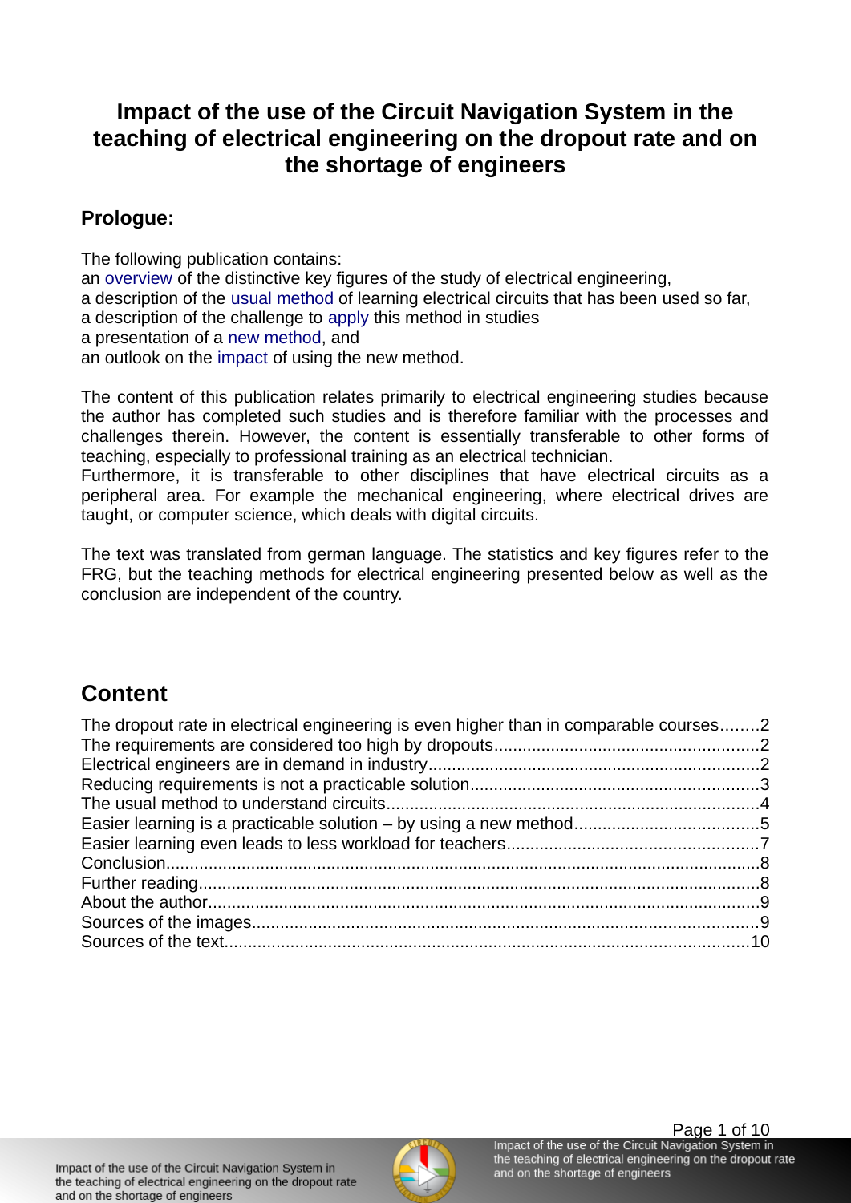# Impact of the use of the Circuit Navigation System in the teaching of electrical engineering on the dropout rate and on the shortage of engineers

## Prologue:

The following publication contains:
an overview of the distinctive key figures of the study of electrical engineering,
a description of the usual method of learning electrical circuits that has been used so far,
a description of the challenge to apply this method in studies
a presentation of a new method, and
an outlook on the impact of using the new method.

The content of this publication relates primarily to electrical engineering studies because the author has completed such studies and is therefore familiar with the processes and challenges therein. However, the content is essentially transferable to other forms of teaching, especially to professional training as an electrical technician.
Furthermore, it is transferable to other disciplines that have electrical circuits as a peripheral area. For example the mechanical engineering, where electrical drives are taught, or computer science, which deals with digital circuits.

The text was translated from german language. The statistics and key figures refer to the FRG, but the teaching methods for electrical engineering presented below as well as the conclusion are independent of the country.

## Content

The dropout rate in electrical engineering is even higher than in comparable courses........2
The requirements are considered too high by dropouts........................................................2
Electrical engineers are in demand in industry......................................................................2
Reducing requirements is not a practicable solution.............................................................3
The usual method to understand circuits...............................................................................4
Easier learning is a practicable solution – by using a new method.......................................5
Easier learning even leads to less workload for teachers.....................................................7
Conclusion.............................................................................................................................8
Further reading......................................................................................................................8
About the author....................................................................................................................9
Sources of the images...........................................................................................................9
Sources of the text...............................................................................................................10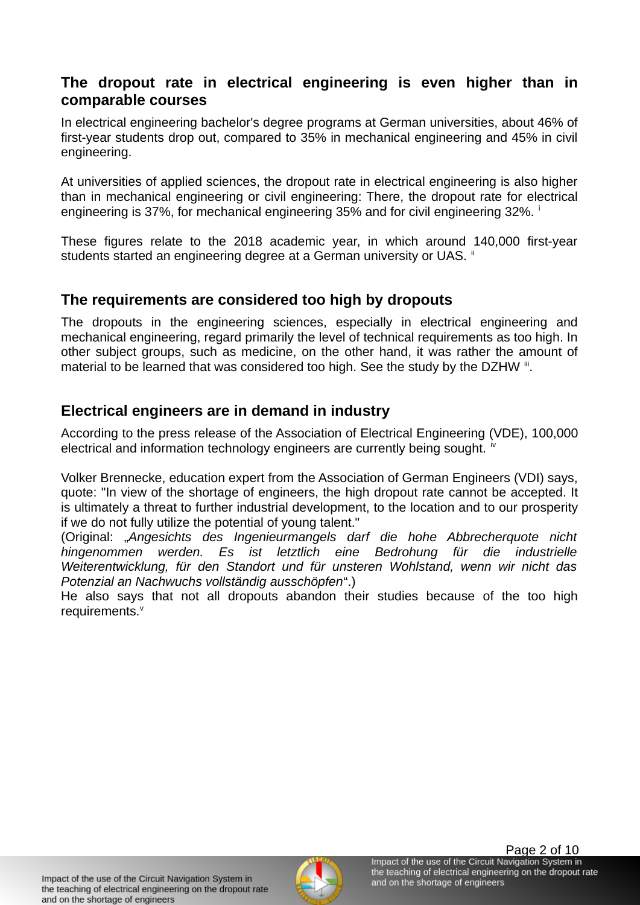## The dropout rate in electrical engineering is even higher than in comparable courses

In electrical engineering bachelor's degree programs at German universities, about 46% of first-year students drop out, compared to 35% in mechanical engineering and 45% in civil engineering.

At universities of applied sciences, the dropout rate in electrical engineering is also higher than in mechanical engineering or civil engineering: There, the dropout rate for electrical engineering is 37%, for mechanical engineering 35% and for civil engineering 32%. [i]

These figures relate to the 2018 academic year, in which around 140,000 first-year students started an engineering degree at a German university or UAS. [ii]

## The requirements are considered too high by dropouts

The dropouts in the engineering sciences, especially in electrical engineering and mechanical engineering, regard primarily the level of technical requirements as too high. In other subject groups, such as medicine, on the other hand, it was rather the amount of material to be learned that was considered too high. See the study by the DZHW [iii].

## Electrical engineers are in demand in industry

According to the press release of the Association of Electrical Engineering (VDE), 100,000 electrical and information technology engineers are currently being sought. [iv]

Volker Brennecke, education expert from the Association of German Engineers (VDI) says, quote: "In view of the shortage of engineers, the high dropout rate cannot be accepted. It is ultimately a threat to further industrial development, to the location and to our prosperity if we do not fully utilize the potential of young talent."
(Original: „*Angesichts des Ingenieurmangels darf die hohe Abbrecherquote nicht hingenommen werden. Es ist letztlich eine Bedrohung für die industrielle Weiterentwicklung, für den Standort und für unsteren Wohlstand, wenn wir nicht das Potenzial an Nachwuchs vollständig ausschöpfen*“.)
He also says that not all dropouts abandon their studies because of the too high requirements.[v]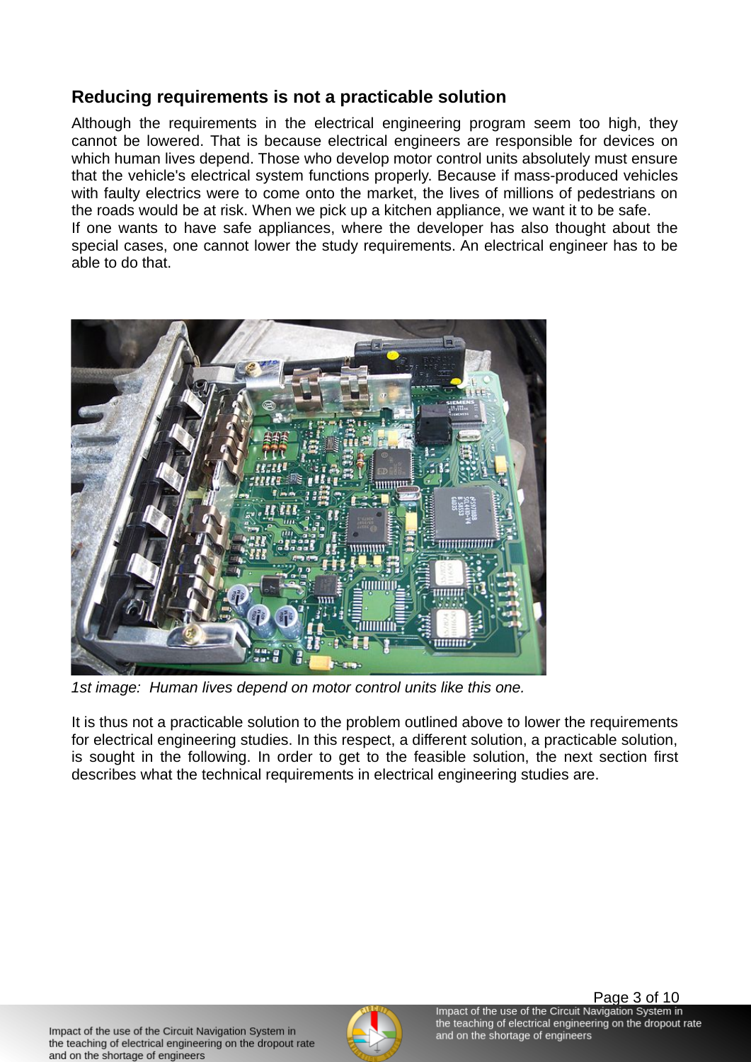## Reducing requirements is not a practicable solution

Although the requirements in the electrical engineering program seem too high, they cannot be lowered. That is because electrical engineers are responsible for devices on which human lives depend. Those who develop motor control units absolutely must ensure that the vehicle's electrical system functions properly. Because if mass-produced vehicles with faulty electrics were to come onto the market, the lives of millions of pedestrians on the roads would be at risk. When we pick up a kitchen appliance, we want it to be safe.
If one wants to have safe appliances, where the developer has also thought about the special cases, one cannot lower the study requirements. An electrical engineer has to be able to do that.

*1st image: Human lives depend on motor control units like this one.*

It is thus not a practicable solution to the problem outlined above to lower the requirements for electrical engineering studies. In this respect, a different solution, a practicable solution, is sought in the following. In order to get to the feasible solution, the next section first describes what the technical requirements in electrical engineering studies are.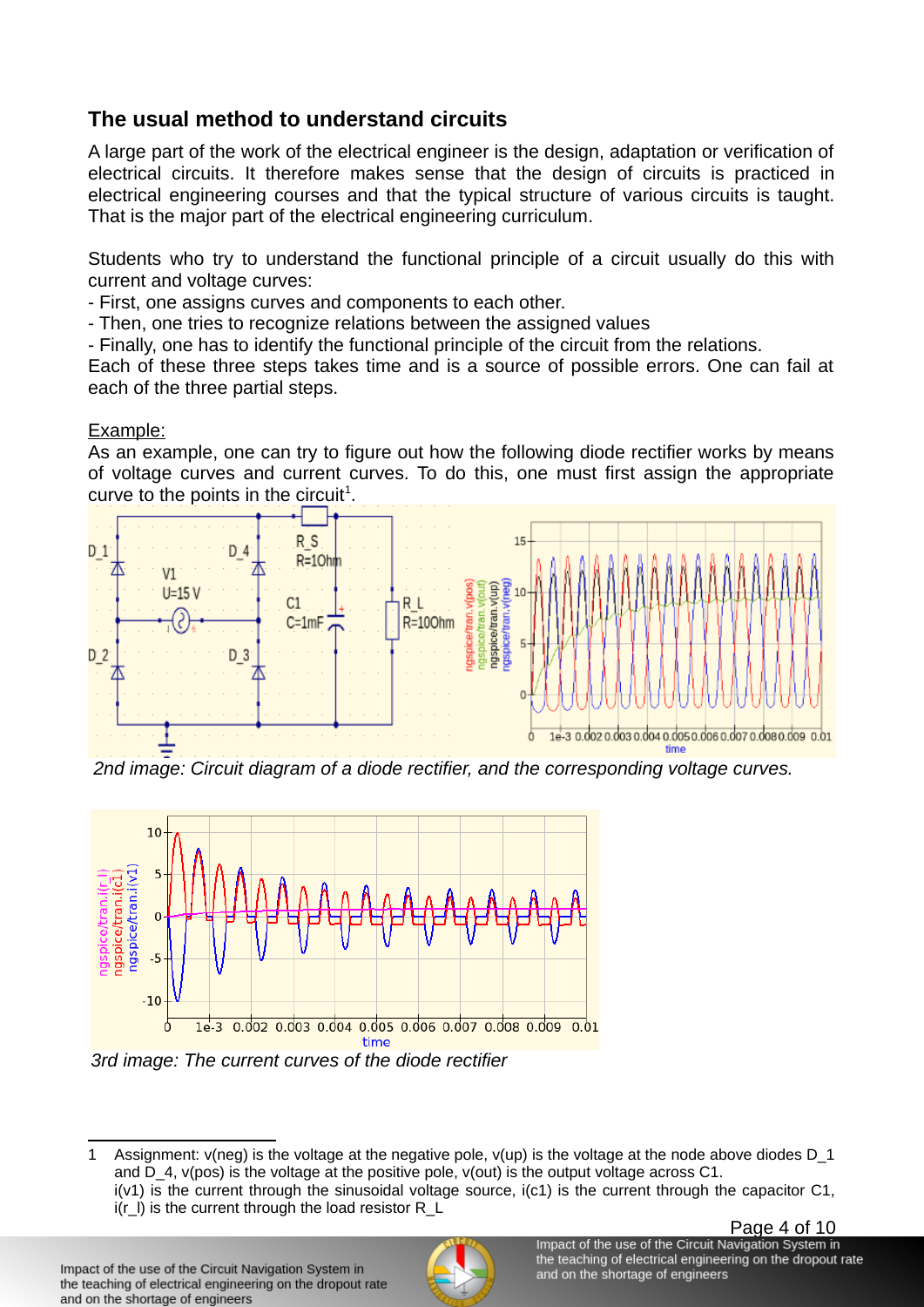## The usual method to understand circuits

A large part of the work of the electrical engineer is the design, adaptation or verification of electrical circuits. It therefore makes sense that the design of circuits is practiced in electrical engineering courses and that the typical structure of various circuits is taught. That is the major part of the electrical engineering curriculum.

Students who try to understand the functional principle of a circuit usually do this with current and voltage curves:

- First, one assigns curves and components to each other.
- Then, one tries to recognize relations between the assigned values
- Finally, one has to identify the functional principle of the circuit from the relations.

Each of these three steps takes time and is a source of possible errors. One can fail at each of the three partial steps.

Example:

As an example, one can try to figure out how the following diode rectifier works by means of voltage curves and current curves. To do this, one must first assign the appropriate curve to the points in the circuit[1].

*2nd image: Circuit diagram of a diode rectifier, and the corresponding voltage curves.*

*3rd image: The current curves of the diode rectifier*

[1] Assignment: v(neg) is the voltage at the negative pole, v(up) is the voltage at the node above diodes D_1 and D_4, v(pos) is the voltage at the positive pole, v(out) is the output voltage across C1. i(v1) is the current through the sinusoidal voltage source, i(c1) is the current through the capacitor C1, i(r_l) is the current through the load resistor R_L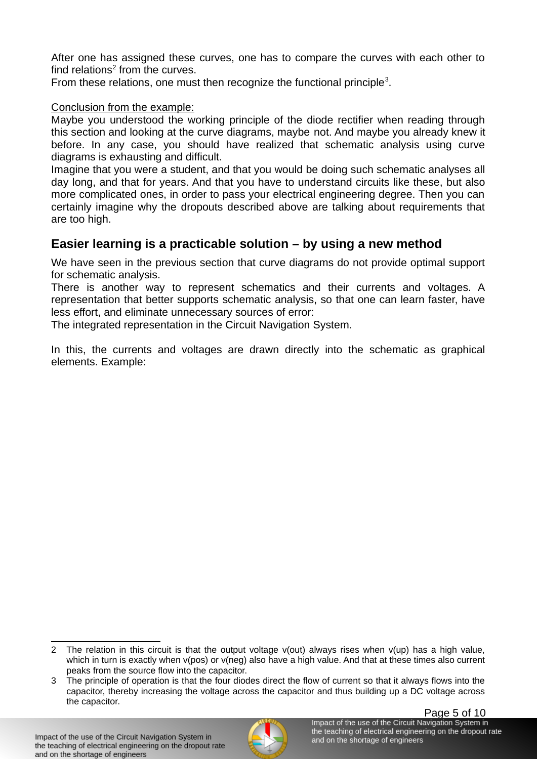After one has assigned these curves, one has to compare the curves with each other to find relations[2] from the curves.
From these relations, one must then recognize the functional principle[3].

<u>Conclusion from the example:</u>
Maybe you understood the working principle of the diode rectifier when reading through this section and looking at the curve diagrams, maybe not. And maybe you already knew it before. In any case, you should have realized that schematic analysis using curve diagrams is exhausting and difficult.
Imagine that you were a student, and that you would be doing such schematic analyses all day long, and that for years. And that you have to understand circuits like these, but also more complicated ones, in order to pass your electrical engineering degree. Then you can certainly imagine why the dropouts described above are talking about requirements that are too high.

## Easier learning is a practicable solution – by using a new method

We have seen in the previous section that curve diagrams do not provide optimal support for schematic analysis.
There is another way to represent schematics and their currents and voltages. A representation that better supports schematic analysis, so that one can learn faster, have less effort, and eliminate unnecessary sources of error:
The integrated representation in the Circuit Navigation System.

In this, the currents and voltages are drawn directly into the schematic as graphical elements. Example:

---

2 The relation in this circuit is that the output voltage v(out) always rises when v(up) has a high value, which in turn is exactly when v(pos) or v(neg) also have a high value. And that at these times also current peaks from the source flow into the capacitor.

3 The principle of operation is that the four diodes direct the flow of current so that it always flows into the capacitor, thereby increasing the voltage across the capacitor and thus building up a DC voltage across the capacitor.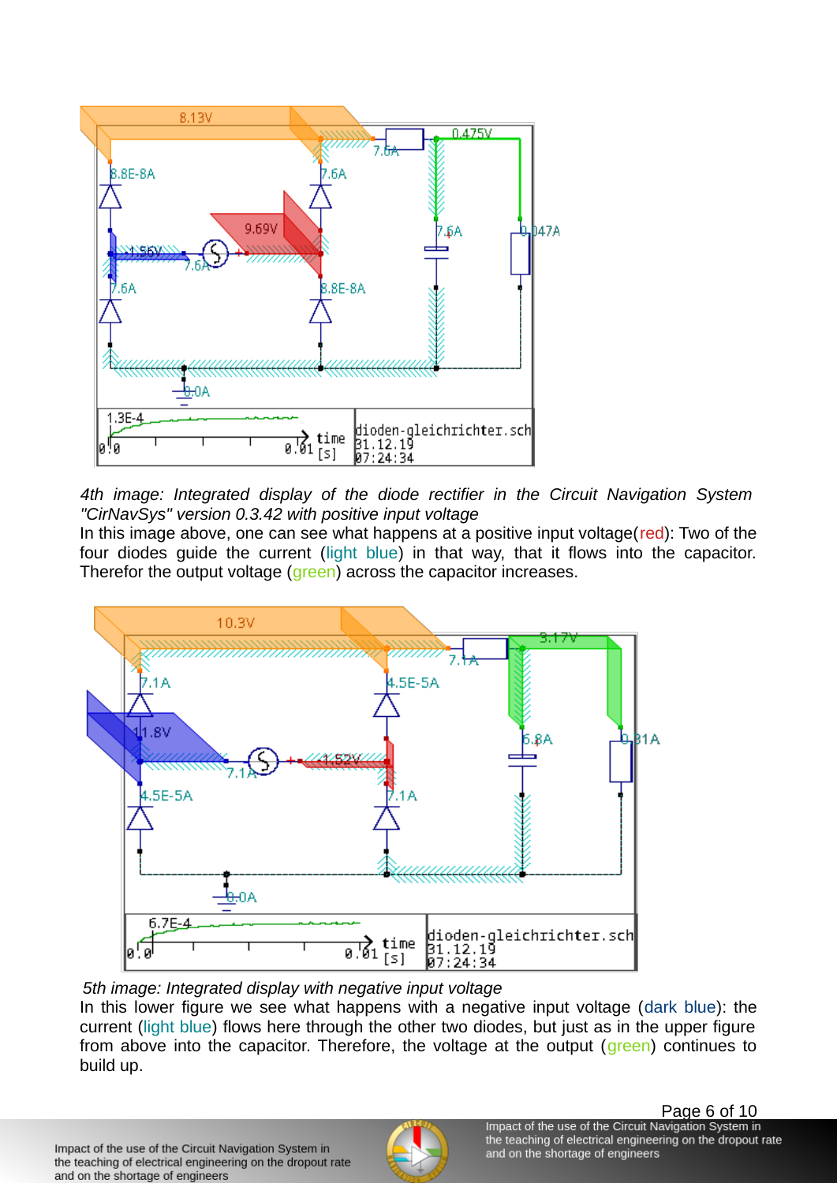*4th image: Integrated display of the diode rectifier in the Circuit Navigation System "CirNavSys" version 0.3.42 with positive input voltage*

In this image above, one can see what happens at a positive input voltage(red): Two of the four diodes guide the current (light blue) in that way, that it flows into the capacitor. Therefor the output voltage (green) across the capacitor increases.

*5th image: Integrated display with negative input voltage*

In this lower figure we see what happens with a negative input voltage (dark blue): the current (light blue) flows here through the other two diodes, but just as in the upper figure from above into the capacitor. Therefore, the voltage at the output (green) continues to build up.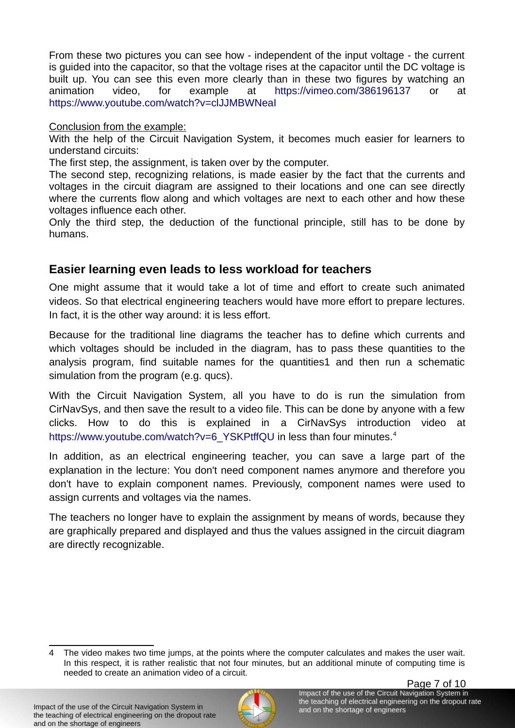From these two pictures you can see how - independent of the input voltage - the current is guided into the capacitor, so that the voltage rises at the capacitor until the DC voltage is built up. You can see this even more clearly than in these two figures by watching an animation video, for example at https://vimeo.com/386196137 or at https://www.youtube.com/watch?v=clJJMBWNeaI

<u>Conclusion from the example:</u>
With the help of the Circuit Navigation System, it becomes much easier for learners to understand circuits:
The first step, the assignment, is taken over by the computer.
The second step, recognizing relations, is made easier by the fact that the currents and voltages in the circuit diagram are assigned to their locations and one can see directly where the currents flow along and which voltages are next to each other and how these voltages influence each other.
Only the third step, the deduction of the functional principle, still has to be done by humans.

## Easier learning even leads to less workload for teachers

One might assume that it would take a lot of time and effort to create such animated videos. So that electrical engineering teachers would have more effort to prepare lectures. In fact, it is the other way around: it is less effort.

Because for the traditional line diagrams the teacher has to define which currents and which voltages should be included in the diagram, has to pass these quantities to the analysis program, find suitable names for the quantities1 and then run a schematic simulation from the program (e.g. qucs).

With the Circuit Navigation System, all you have to do is run the simulation from CirNavSys, and then save the result to a video file. This can be done by anyone with a few clicks. How to do this is explained in a CirNavSys introduction video at https://www.youtube.com/watch?v=6_YSKPtffQU in less than four minutes.[4]

In addition, as an electrical engineering teacher, you can save a large part of the explanation in the lecture: You don't need component names anymore and therefore you don't have to explain component names. Previously, component names were used to assign currents and voltages via the names.

The teachers no longer have to explain the assignment by means of words, because they are graphically prepared and displayed and thus the values assigned in the circuit diagram are directly recognizable.

---

4 The video makes two time jumps, at the points where the computer calculates and makes the user wait. In this respect, it is rather realistic that not four minutes, but an additional minute of computing time is needed to create an animation video of a circuit.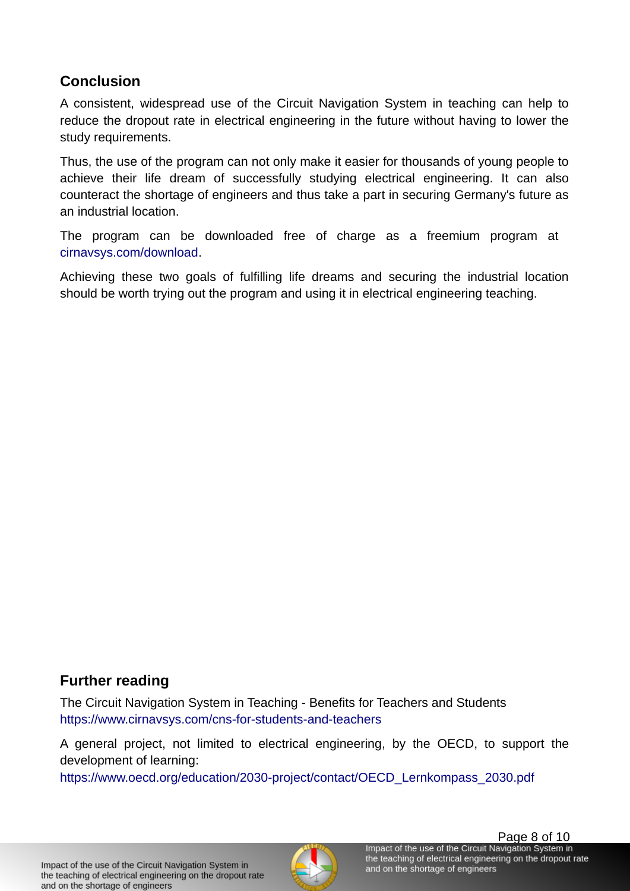## Conclusion

A consistent, widespread use of the Circuit Navigation System in teaching can help to reduce the dropout rate in electrical engineering in the future without having to lower the study requirements.

Thus, the use of the program can not only make it easier for thousands of young people to achieve their life dream of successfully studying electrical engineering. It can also counteract the shortage of engineers and thus take a part in securing Germany's future as an industrial location.

The program can be downloaded free of charge as a freemium program at cirnavsys.com/download.

Achieving these two goals of fulfilling life dreams and securing the industrial location should be worth trying out the program and using it in electrical engineering teaching.

## Further reading

The Circuit Navigation System in Teaching - Benefits for Teachers and Students
https://www.cirnavsys.com/cns-for-students-and-teachers

A general project, not limited to electrical engineering, by the OECD, to support the development of learning:
https://www.oecd.org/education/2030-project/contact/OECD_Lernkompass_2030.pdf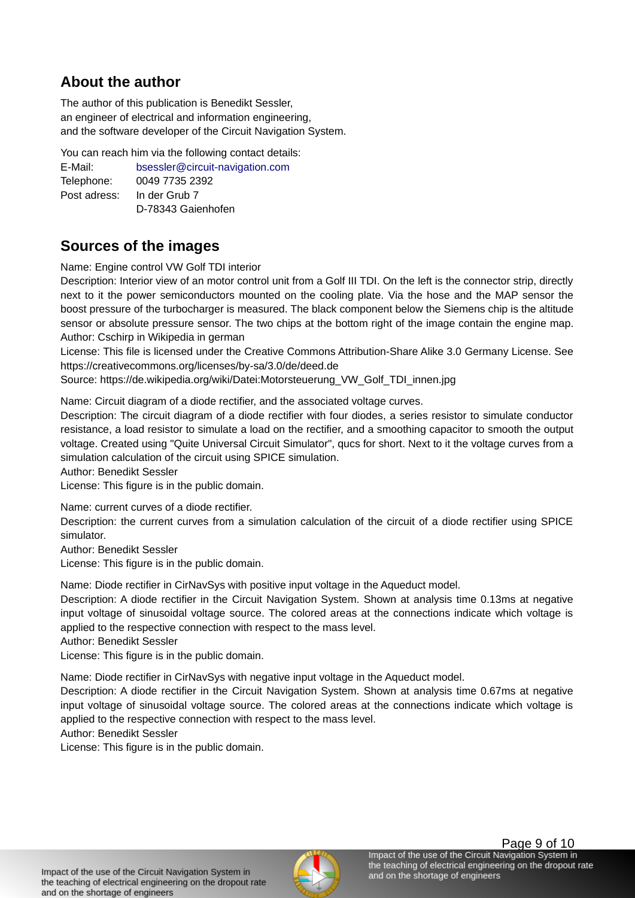## About the author

The author of this publication is Benedikt Sessler,
an engineer of electrical and information engineering,
and the software developer of the Circuit Navigation System.

You can reach him via the following contact details:

E-Mail: bsessler@circuit-navigation.com
Telephone: 0049 7735 2392
Post adress: In der Grub 7
D-78343 Gaienhofen

## Sources of the images

Name: Engine control VW Golf TDI interior
Description: Interior view of an motor control unit from a Golf III TDI. On the left is the connector strip, directly next to it the power semiconductors mounted on the cooling plate. Via the hose and the MAP sensor the boost pressure of the turbocharger is measured. The black component below the Siemens chip is the altitude sensor or absolute pressure sensor. The two chips at the bottom right of the image contain the engine map.
Author: Cschirp in Wikipedia in german
License: This file is licensed under the Creative Commons Attribution-Share Alike 3.0 Germany License. See https://creativecommons.org/licenses/by-sa/3.0/de/deed.de
Source: https://de.wikipedia.org/wiki/Datei:Motorsteuerung_VW_Golf_TDI_innen.jpg

Name: Circuit diagram of a diode rectifier, and the associated voltage curves.
Description: The circuit diagram of a diode rectifier with four diodes, a series resistor to simulate conductor resistance, a load resistor to simulate a load on the rectifier, and a smoothing capacitor to smooth the output voltage. Created using "Quite Universal Circuit Simulator", qucs for short. Next to it the voltage curves from a simulation calculation of the circuit using SPICE simulation.
Author: Benedikt Sessler
License: This figure is in the public domain.

Name: current curves of a diode rectifier.
Description: the current curves from a simulation calculation of the circuit of a diode rectifier using SPICE simulator.
Author: Benedikt Sessler
License: This figure is in the public domain.

Name: Diode rectifier in CirNavSys with positive input voltage in the Aqueduct model.
Description: A diode rectifier in the Circuit Navigation System. Shown at analysis time 0.13ms at negative input voltage of sinusoidal voltage source. The colored areas at the connections indicate which voltage is applied to the respective connection with respect to the mass level.
Author: Benedikt Sessler
License: This figure is in the public domain.

Name: Diode rectifier in CirNavSys with negative input voltage in the Aqueduct model.
Description: A diode rectifier in the Circuit Navigation System. Shown at analysis time 0.67ms at negative input voltage of sinusoidal voltage source. The colored areas at the connections indicate which voltage is applied to the respective connection with respect to the mass level.
Author: Benedikt Sessler
License: This figure is in the public domain.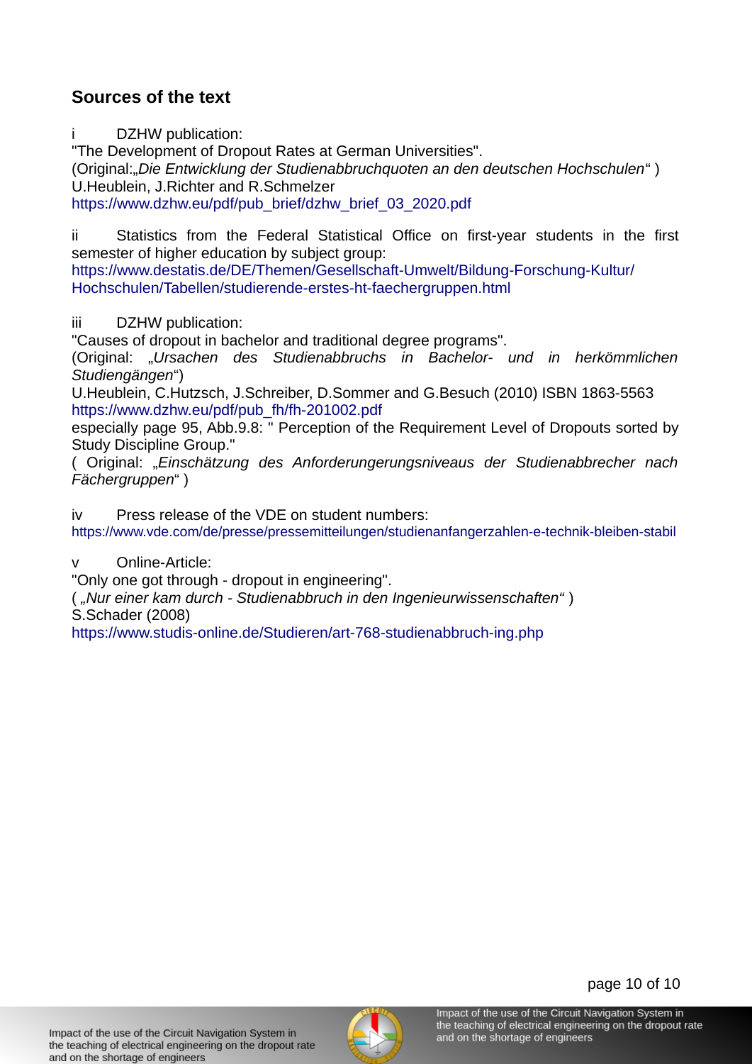### Sources of the text

i DZHW publication:
"The Development of Dropout Rates at German Universities".
(Original:„*Die Entwicklung der Studienabbruchquoten an den deutschen Hochschulen*“ )
U.Heublein, J.Richter and R.Schmelzer
https://www.dzhw.eu/pdf/pub_brief/dzhw_brief_03_2020.pdf

ii Statistics from the Federal Statistical Office on first-year students in the first semester of higher education by subject group:
https://www.destatis.de/DE/Themen/Gesellschaft-Umwelt/Bildung-Forschung-Kultur/Hochschulen/Tabellen/studierende-erstes-ht-faechergruppen.html

iii DZHW publication:
"Causes of dropout in bachelor and traditional degree programs".
(Original: „*Ursachen des Studienabbruchs in Bachelor- und in herkömmlichen Studiengängen*“)
U.Heublein, C.Hutzsch, J.Schreiber, D.Sommer and G.Besuch (2010) ISBN 1863-5563
https://www.dzhw.eu/pdf/pub_fh/fh-201002.pdf
especially page 95, Abb.9.8: " Perception of the Requirement Level of Dropouts sorted by Study Discipline Group."
( Original: „*Einschätzung des Anforderungerungsniveaus der Studienabbrecher nach Fächergruppen*“ )

iv Press release of the VDE on student numbers:
https://www.vde.com/de/presse/pressemitteilungen/studienanfangerzahlen-e-technik-bleiben-stabil

v Online-Article:
"Only one got through - dropout in engineering".
( „*Nur einer kam durch - Studienabbruch in den Ingenieurwissenschaften*“ )
S.Schader (2008)
https://www.studis-online.de/Studieren/art-768-studienabbruch-ing.php